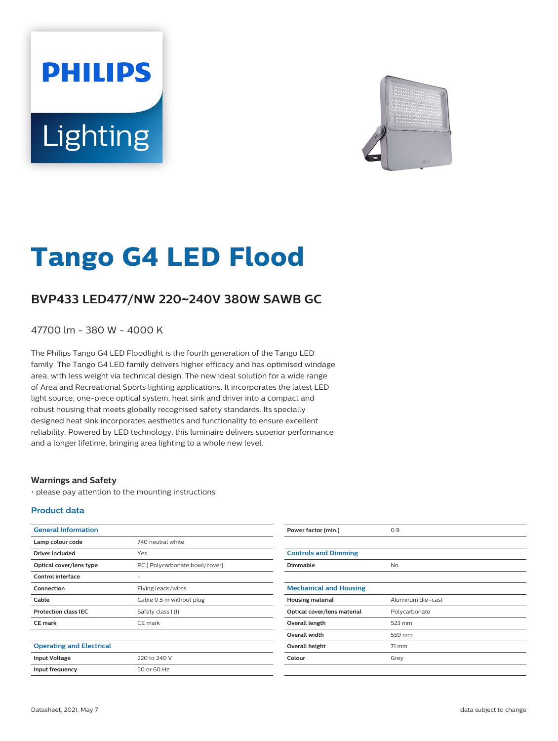# Tango G4 LED Flood

## BVP433 LED477/NW 220~240V 380W SAWB GC

47700 lm - 380 W - 4000 K

The Philips Tango G4 LED Floodlight is the fourth generation of the Tango LED family. The Tango G4 LED family delivers higher efficacy and has optimised windage area, with less weight via technical design. The new ideal solution for a wide range of Area and Recreational Sports lighting applications. It incorporates the latest LED light source, one-piece optical system, heat sink and driver into a compact and robust housing that meets globally recognised safety standards. Its specially designed heat sink incorporates aesthetics and functionality to ensure excellent reliability. Powered by LED technology, this luminaire delivers superior performance and a longer lifetime, bringing area lighting to a whole new level.

### Warnings and Safety

- please pay attention to the mounting instructions

### Product data

| General Information | |
|---|---|
| Lamp colour code | 740 neutral white |
| Driver included | Yes |
| Optical cover/lens type | PC [ Polycarbonate bowl/cover] |
| Control interface | - |
| Connection | Flying leads/wires |
| Cable | Cable 0.5 m without plug |
| Protection class IEC | Safety class I (I) |
| CE mark | CE mark |

| Operating and Electrical | |
|---|---|
| Input Voltage | 220 to 240 V |
| Input frequency | 50 or 60 Hz |
| Power factor (min.) | 0.9 |

| Controls and Dimming | |
|---|---|
| Dimmable | No |

| Mechanical and Housing | |
|---|---|
| Housing material | Aluminum die-cast |
| Optical cover/lens material | Polycarbonate |
| Overall length | 523 mm |
| Overall width | 559 mm |
| Overall height | 71 mm |
| Colour | Grey |

Datasheet, 2021, May 7

data subject to change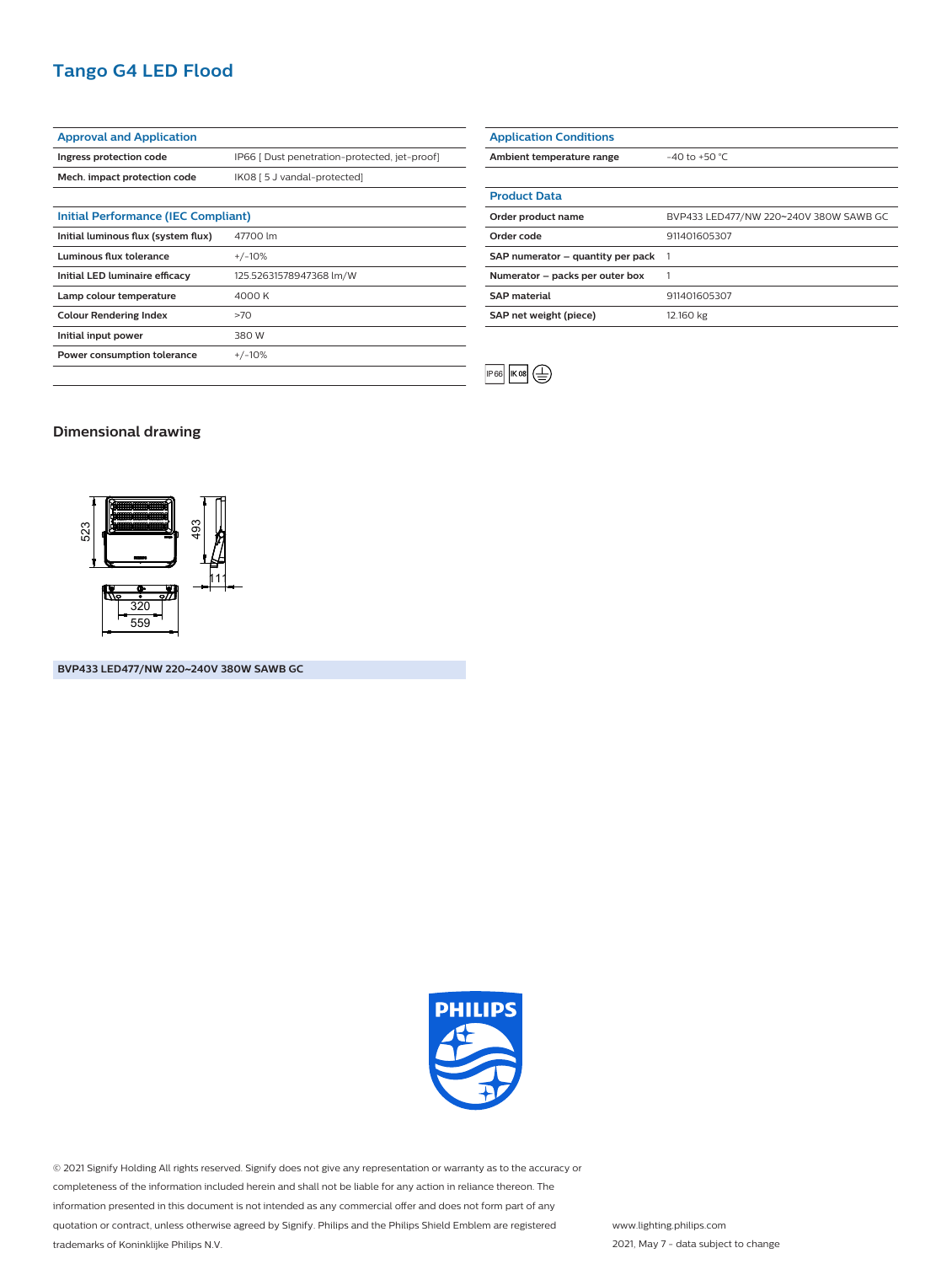# Tango G4 LED Flood

| Approval and Application | |
|---|---|
| Ingress protection code | IP66 [ Dust penetration-protected, jet-proof] |
| Mech. impact protection code | IK08 [ 5 J vandal-protected] |

| Initial Performance (IEC Compliant) | |
|---|---|
| Initial luminous flux (system flux) | 47700 lm |
| Luminous flux tolerance | +/-10% |
| Initial LED luminaire efficacy | 125.52631578947368 lm/W |
| Lamp colour temperature | 4000 K |
| Colour Rendering Index | >70 |
| Initial input power | 380 W |
| Power consumption tolerance | +/-10% |

| Application Conditions | |
|---|---|
| Ambient temperature range | -40 to +50 °C |

| Product Data | |
|---|---|
| Order product name | BVP433 LED477/NW 220-240V 380W SAWB GC |
| Order code | 911401605307 |
| SAP numerator – quantity per pack | 1 |
| Numerator – packs per outer box | 1 |
| SAP material | 911401605307 |
| SAP net weight (piece) | 12.160 kg |

IP66 IK08

## Dimensional drawing

523
493
111
320
559

BVP433 LED477/NW 220-240V 380W SAWB GC

© 2021 Signify Holding All rights reserved. Signify does not give any representation or warranty as to the accuracy or completeness of the information included herein and shall not be liable for any action in reliance thereon. The information presented in this document is not intended as any commercial offer and does not form part of any quotation or contract, unless otherwise agreed by Signify. Philips and the Philips Shield Emblem are registered trademarks of Koninklijke Philips N.V.

www.lighting.philips.com
2021, May 7 - data subject to change